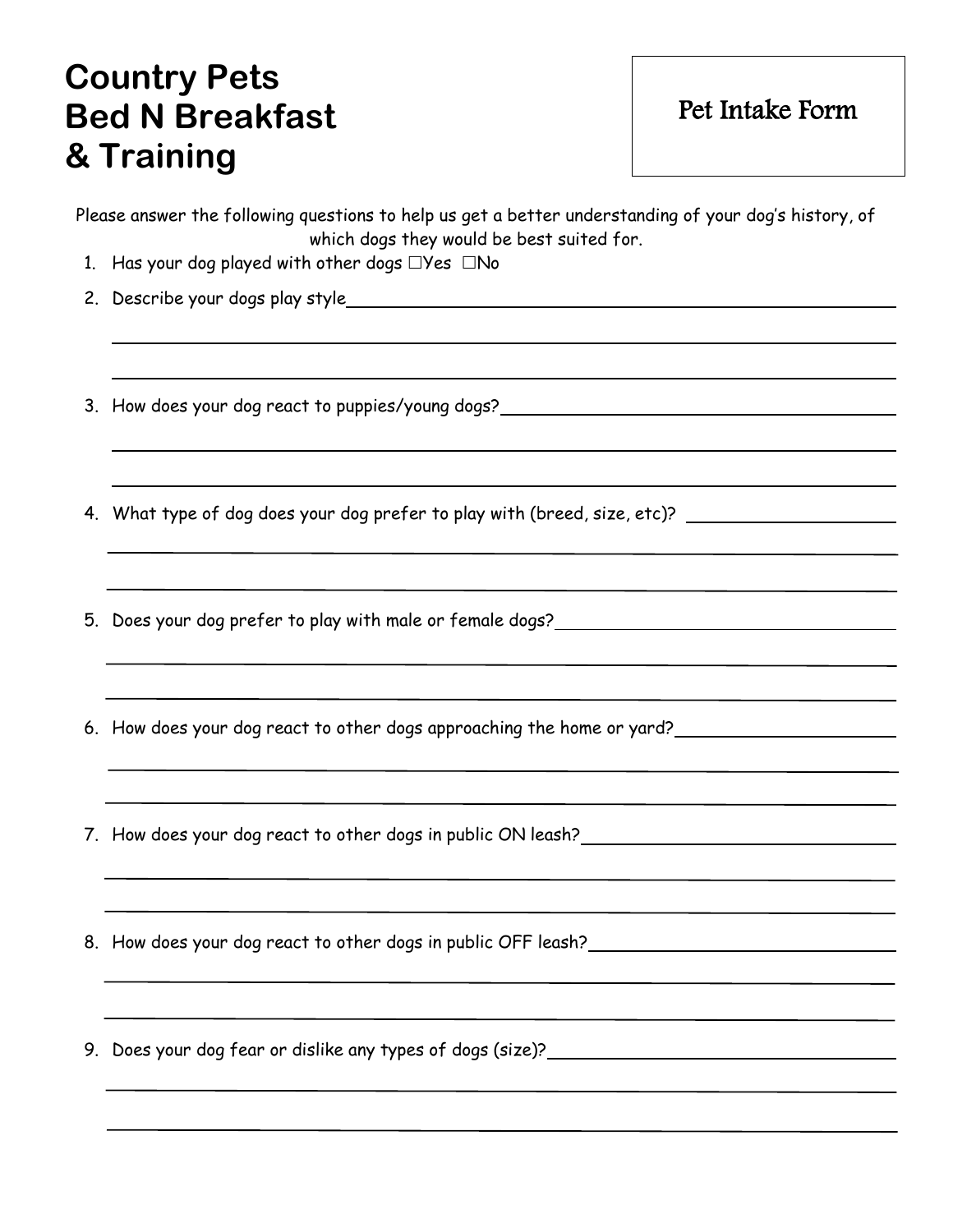# Country Pets Bed N Breakfast & Training

**Pet Intake Form**

Please answer the following questions to help us get a better understanding of your dog's history, of which dogs they would be best suited for.

1. Has your dog played with other dogs ☐Yes ☐No
2. Describe your dogs play style\_\_\_\_\_\_\_\_\_\_\_\_\_\_\_\_\_\_\_\_\_\_\_\_\_\_\_\_\_\_\_\_\_\_\_\_\_\_\_\_\_\_\_\_
3. How does your dog react to puppies/young dogs?\_\_\_\_\_\_\_\_\_\_\_\_\_\_\_\_\_\_\_\_\_\_\_\_\_\_\_\_
4. What type of dog does your dog prefer to play with (breed, size, etc)? \_\_\_\_\_\_\_\_\_\_\_\_\_\_
5. Does your dog prefer to play with male or female dogs?\_\_\_\_\_\_\_\_\_\_\_\_\_\_\_\_\_\_\_\_\_\_\_\_\_\_
6. How does your dog react to other dogs approaching the home or yard?\_\_\_\_\_\_\_\_\_\_\_\_\_\_\_
7. How does your dog react to other dogs in public ON leash?\_\_\_\_\_\_\_\_\_\_\_\_\_\_\_\_\_\_\_\_\_\_\_
8. How does your dog react to other dogs in public OFF leash?\_\_\_\_\_\_\_\_\_\_\_\_\_\_\_\_\_\_\_\_\_\_
9. Does your dog fear or dislike any types of dogs (size)?\_\_\_\_\_\_\_\_\_\_\_\_\_\_\_\_\_\_\_\_\_\_\_\_\_\_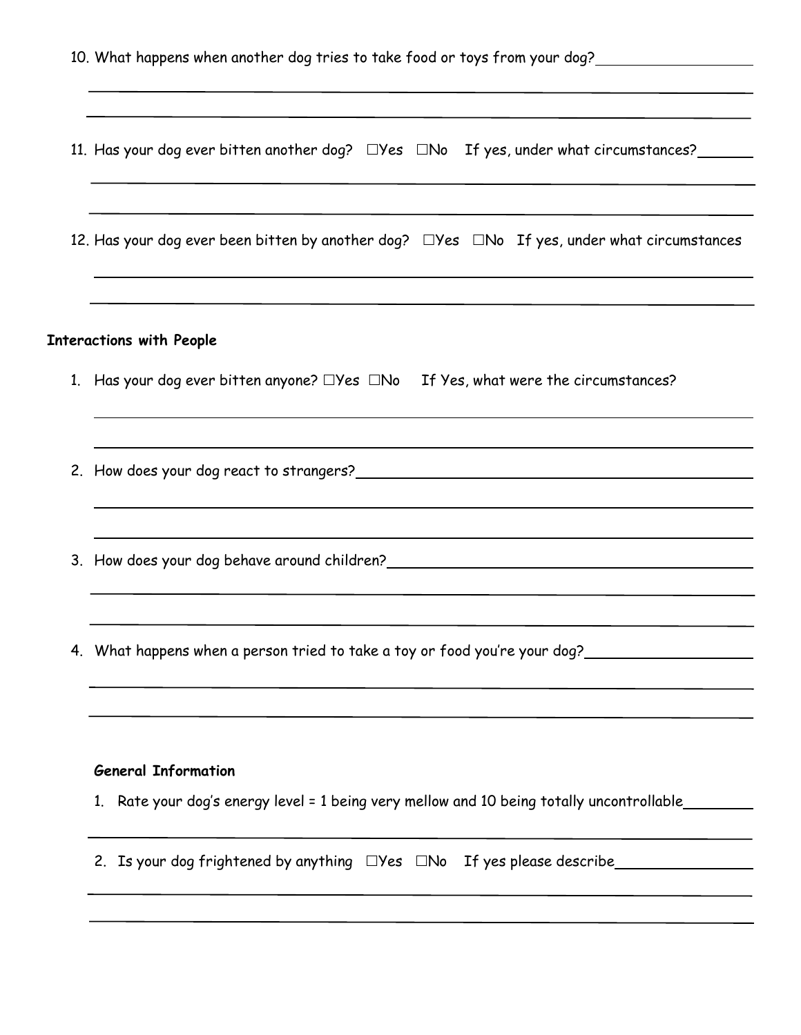10. What happens when another dog tries to take food or toys from your dog?

11. Has your dog ever bitten another dog? ☐Yes ☐No If yes, under what circumstances?

12. Has your dog ever been bitten by another dog? ☐Yes ☐No If yes, under what circumstances

**Interactions with People**

1. Has your dog ever bitten anyone? ☐Yes ☐No If Yes, what were the circumstances?

2. How does your dog react to strangers?

3. How does your dog behave around children?

4. What happens when a person tried to take a toy or food you're your dog?

**General Information**

1. Rate your dog's energy level = 1 being very mellow and 10 being totally uncontrollable

2. Is your dog frightened by anything ☐Yes ☐No If yes please describe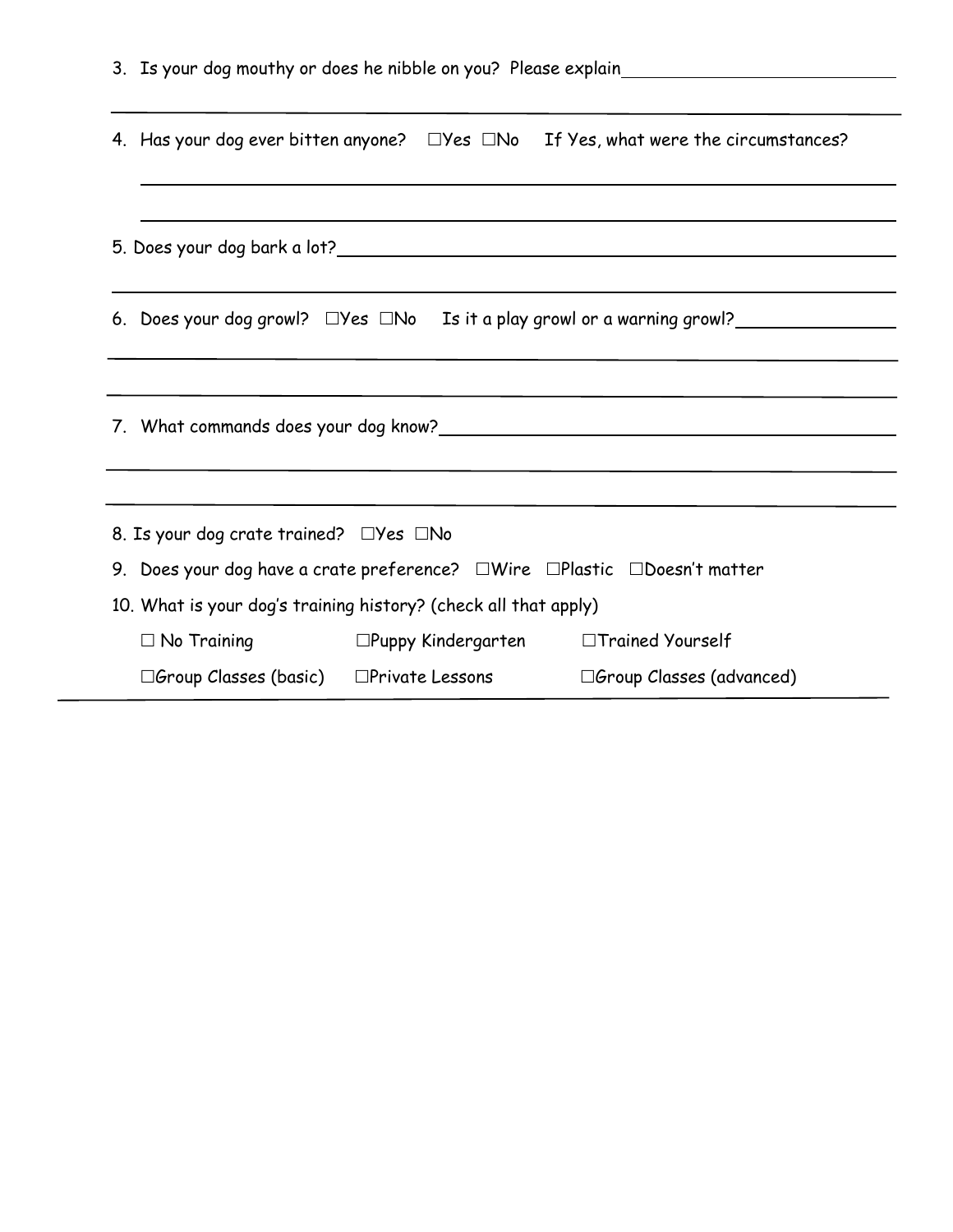3. Is your dog mouthy or does he nibble on you? Please explain\_\_\_\_\_\_\_\_\_\_\_\_\_\_\_\_\_\_\_\_

4. Has your dog ever bitten anyone? ☐Yes ☐No If Yes, what were the circumstances?

5. Does your dog bark a lot?\_\_\_\_\_\_\_\_\_\_\_\_\_\_\_\_\_\_\_\_

6. Does your dog growl? ☐Yes ☐No Is it a play growl or a warning growl?\_\_\_\_\_\_\_\_\_\_\_\_\_\_\_\_\_\_\_\_

7. What commands does your dog know?\_\_\_\_\_\_\_\_\_\_\_\_\_\_\_\_\_\_\_\_

8. Is your dog crate trained? ☐Yes ☐No

9. Does your dog have a crate preference? ☐Wire ☐Plastic ☐Doesn't matter

10. What is your dog's training history? (check all that apply)

| | | |
|---|---|---|
| ☐ No Training | ☐Puppy Kindergarten | ☐Trained Yourself |
| ☐Group Classes (basic) | ☐Private Lessons | ☐Group Classes (advanced) |